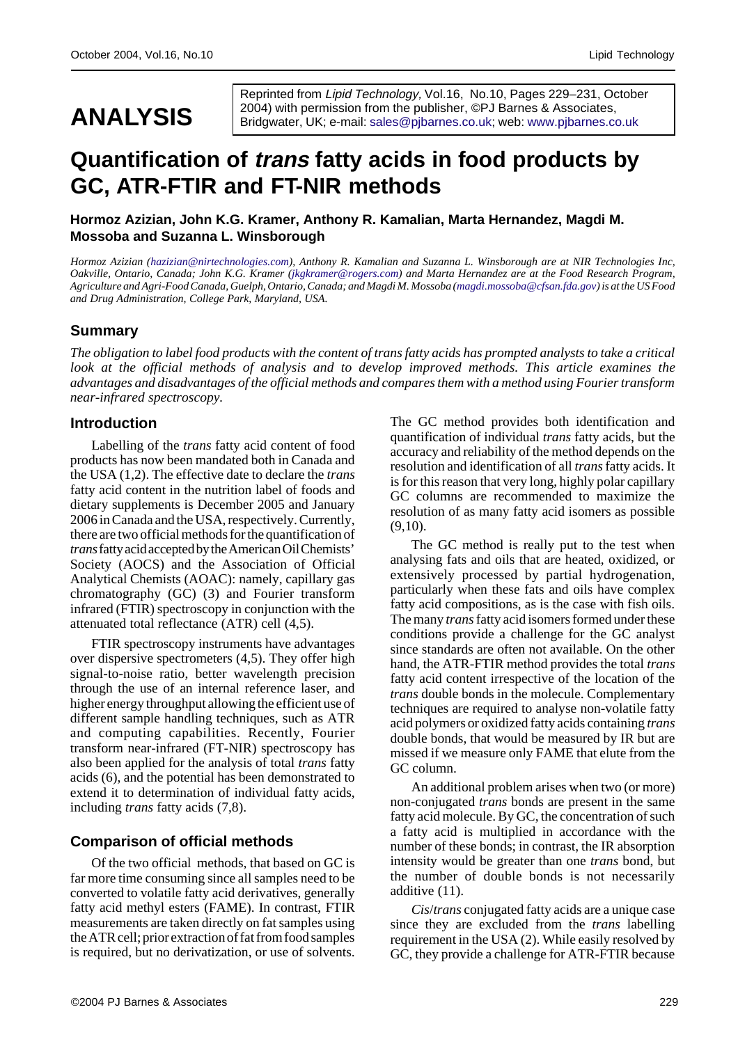# ANALYSIS

Reprinted from *Lipid Technology*, Vol.16, No.10, Pages 229–231, October 2004) with permission from the publisher, ©PJ Barnes & Associates, Bridgwater, UK; e-mail: sales@pjbarnes.co.uk; web: www.pjbarnes.co.uk

# Quantification of *trans* fatty acids in food products by GC, ATR-FTIR and FT-NIR methods

**Hormoz Azizian, John K.G. Kramer, Anthony R. Kamalian, Marta Hernandez, Magdi M. Mossoba and Suzanna L. Winsborough**

*Hormoz Azizian (hazizian@nirtechnologies.com), Anthony R. Kamalian and Suzanna L. Winsborough are at NIR Technologies Inc, Oakville, Ontario, Canada; John K.G. Kramer (jkgkramer@rogers.com) and Marta Hernandez are at the Food Research Program, Agriculture and Agri-Food Canada, Guelph, Ontario, Canada; and Magdi M. Mossoba (magdi.mossoba@cfsan.fda.gov) is at the US Food and Drug Administration, College Park, Maryland, USA.*

## Summary

*The obligation to label food products with the content of trans fatty acids has prompted analysts to take a critical look at the official methods of analysis and to develop improved methods. This article examines the advantages and disadvantages of the official methods and compares them with a method using Fourier transform near-infrared spectroscopy.*

## Introduction

Labelling of the *trans* fatty acid content of food products has now been mandated both in Canada and the USA (1,2). The effective date to declare the *trans* fatty acid content in the nutrition label of foods and dietary supplements is December 2005 and January 2006 in Canada and the USA, respectively. Currently, there are two official methods for the quantification of *trans* fatty acid accepted by the American Oil Chemists' Society (AOCS) and the Association of Official Analytical Chemists (AOAC): namely, capillary gas chromatography (GC) (3) and Fourier transform infrared (FTIR) spectroscopy in conjunction with the attenuated total reflectance (ATR) cell (4,5).

FTIR spectroscopy instruments have advantages over dispersive spectrometers (4,5). They offer high signal-to-noise ratio, better wavelength precision through the use of an internal reference laser, and higher energy throughput allowing the efficient use of different sample handling techniques, such as ATR and computing capabilities. Recently, Fourier transform near-infrared (FT-NIR) spectroscopy has also been applied for the analysis of total *trans* fatty acids (6), and the potential has been demonstrated to extend it to determination of individual fatty acids, including *trans* fatty acids (7,8).

## Comparison of official methods

Of the two official methods, that based on GC is far more time consuming since all samples need to be converted to volatile fatty acid derivatives, generally fatty acid methyl esters (FAME). In contrast, FTIR measurements are taken directly on fat samples using the ATR cell; prior extraction of fat from food samples is required, but no derivatization, or use of solvents. The GC method provides both identification and quantification of individual *trans* fatty acids, but the accuracy and reliability of the method depends on the resolution and identification of all *trans* fatty acids. It is for this reason that very long, highly polar capillary GC columns are recommended to maximize the resolution of as many fatty acid isomers as possible (9,10).

The GC method is really put to the test when analysing fats and oils that are heated, oxidized, or extensively processed by partial hydrogenation, particularly when these fats and oils have complex fatty acid compositions, as is the case with fish oils. The many *trans* fatty acid isomers formed under these conditions provide a challenge for the GC analyst since standards are often not available. On the other hand, the ATR-FTIR method provides the total *trans* fatty acid content irrespective of the location of the *trans* double bonds in the molecule. Complementary techniques are required to analyse non-volatile fatty acid polymers or oxidized fatty acids containing *trans* double bonds, that would be measured by IR but are missed if we measure only FAME that elute from the GC column.

An additional problem arises when two (or more) non-conjugated *trans* bonds are present in the same fatty acid molecule. By GC, the concentration of such a fatty acid is multiplied in accordance with the number of these bonds; in contrast, the IR absorption intensity would be greater than one *trans* bond, but the number of double bonds is not necessarily additive (11).

*Cis*/*trans* conjugated fatty acids are a unique case since they are excluded from the *trans* labelling requirement in the USA (2). While easily resolved by GC, they provide a challenge for ATR-FTIR because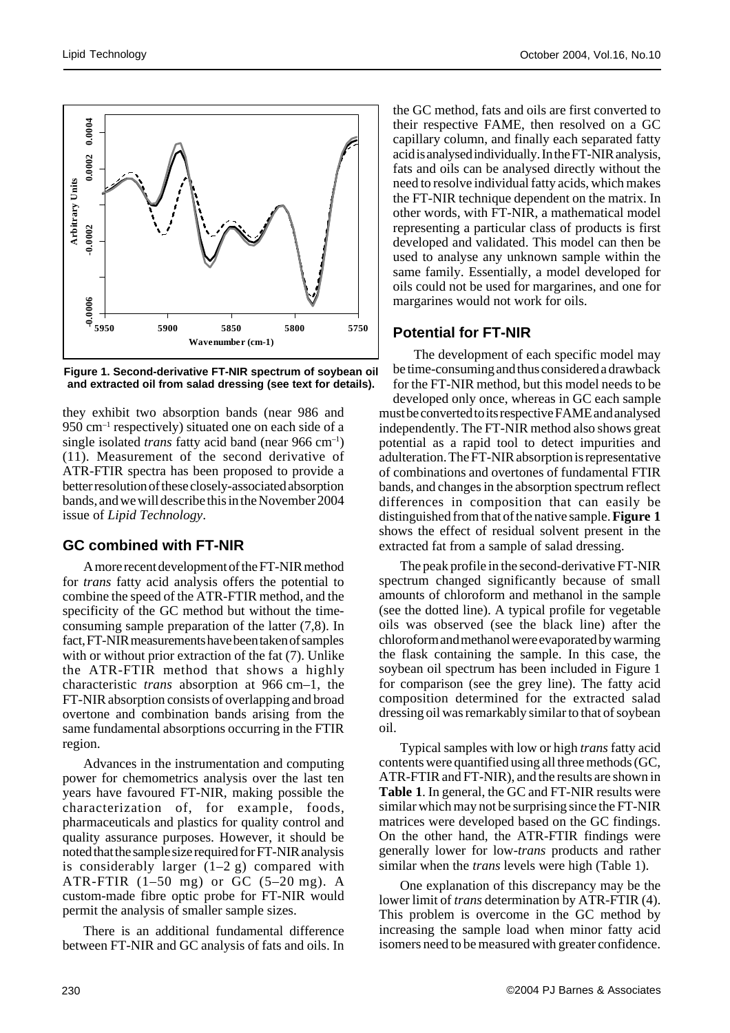Figure 1. Second-derivative FT-NIR spectrum of soybean oil and extracted oil from salad dressing (see text for details).

they exhibit two absorption bands (near 986 and 950 $cm^{-1}$ respectively) situated one on each side of a single isolated *trans* fatty acid band (near 966 $cm^{-1}$) (11). Measurement of the second derivative of ATR-FTIR spectra has been proposed to provide a better resolution of these closely-associated absorption bands, and we will describe this in the November 2004 issue of *Lipid Technology*.

## GC combined with FT-NIR

A more recent development of the FT-NIR method for *trans* fatty acid analysis offers the potential to combine the speed of the ATR-FTIR method, and the specificity of the GC method but without the time-consuming sample preparation of the latter (7,8). In fact, FT-NIR measurements have been taken of samples with or without prior extraction of the fat (7). Unlike the ATR-FTIR method that shows a highly characteristic *trans* absorption at 966 cm–1, the FT-NIR absorption consists of overlapping and broad overtone and combination bands arising from the same fundamental absorptions occurring in the FTIR region.

Advances in the instrumentation and computing power for chemometrics analysis over the last ten years have favoured FT-NIR, making possible the characterization of, for example, foods, pharmaceuticals and plastics for quality control and quality assurance purposes. However, it should be noted that the sample size required for FT-NIR analysis is considerably larger (1–2 g) compared with ATR-FTIR (1–50 mg) or GC (5–20 mg). A custom-made fibre optic probe for FT-NIR would permit the analysis of smaller sample sizes.

There is an additional fundamental difference between FT-NIR and GC analysis of fats and oils. In the GC method, fats and oils are first converted to their respective FAME, then resolved on a GC capillary column, and finally each separated fatty acid is analysed individually. In the FT-NIR analysis, fats and oils can be analysed directly without the need to resolve individual fatty acids, which makes the FT-NIR technique dependent on the matrix. In other words, with FT-NIR, a mathematical model representing a particular class of products is first developed and validated. This model can then be used to analyse any unknown sample within the same family. Essentially, a model developed for oils could not be used for margarines, and one for margarines would not work for oils.

## Potential for FT-NIR

The development of each specific model may be time-consuming and thus considered a drawback for the FT-NIR method, but this model needs to be developed only once, whereas in GC each sample must be converted to its respective FAME and analysed independently. The FT-NIR method also shows great potential as a rapid tool to detect impurities and adulteration. The FT-NIR absorption is representative of combinations and overtones of fundamental FTIR bands, and changes in the absorption spectrum reflect differences in composition that can easily be distinguished from that of the native sample. **Figure 1** shows the effect of residual solvent present in the extracted fat from a sample of salad dressing.

The peak profile in the second-derivative FT-NIR spectrum changed significantly because of small amounts of chloroform and methanol in the sample (see the dotted line). A typical profile for vegetable oils was observed (see the black line) after the chloroform and methanol were evaporated by warming the flask containing the sample. In this case, the soybean oil spectrum has been included in Figure 1 for comparison (see the grey line). The fatty acid composition determined for the extracted salad dressing oil was remarkably similar to that of soybean oil.

Typical samples with low or high *trans* fatty acid contents were quantified using all three methods (GC, ATR-FTIR and FT-NIR), and the results are shown in **Table 1**. In general, the GC and FT-NIR results were similar which may not be surprising since the FT-NIR matrices were developed based on the GC findings. On the other hand, the ATR-FTIR findings were generally lower for low-*trans* products and rather similar when the *trans* levels were high (Table 1).

One explanation of this discrepancy may be the lower limit of *trans* determination by ATR-FTIR (4). This problem is overcome in the GC method by increasing the sample load when minor fatty acid isomers need to be measured with greater confidence.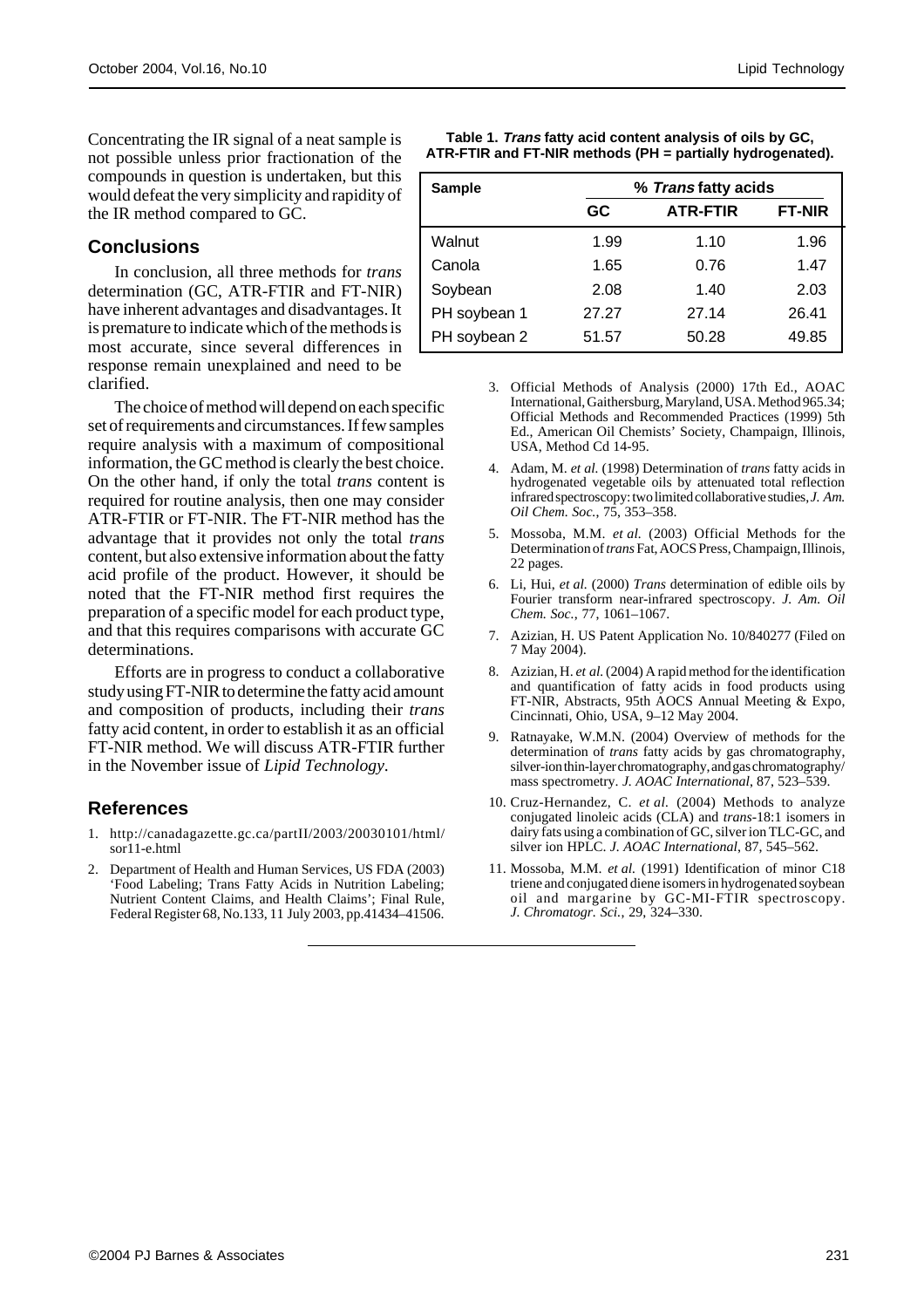Concentrating the IR signal of a neat sample is not possible unless prior fractionation of the compounds in question is undertaken, but this would defeat the very simplicity and rapidity of the IR method compared to GC.

## Conclusions

In conclusion, all three methods for *trans* determination (GC, ATR-FTIR and FT-NIR) have inherent advantages and disadvantages. It is premature to indicate which of the methods is most accurate, since several differences in response remain unexplained and need to be clarified.

The choice of method will depend on each specific set of requirements and circumstances. If few samples require analysis with a maximum of compositional information, the GC method is clearly the best choice. On the other hand, if only the total *trans* content is required for routine analysis, then one may consider ATR-FTIR or FT-NIR. The FT-NIR method has the advantage that it provides not only the total *trans* content, but also extensive information about the fatty acid profile of the product. However, it should be noted that the FT-NIR method first requires the preparation of a specific model for each product type, and that this requires comparisons with accurate GC determinations.

Efforts are in progress to conduct a collaborative study using FT-NIR to determine the fatty acid amount and composition of products, including their *trans* fatty acid content, in order to establish it as an official FT-NIR method. We will discuss ATR-FTIR further in the November issue of *Lipid Technology*.

**Table 1. *Trans* fatty acid content analysis of oils by GC, ATR-FTIR and FT-NIR methods (PH = partially hydrogenated).**

| Sample | % *Trans* fatty acids | | |
|---|---|---|---|
| | GC | ATR-FTIR | FT-NIR |
| Walnut | 1.99 | 1.10 | 1.96 |
| Canola | 1.65 | 0.76 | 1.47 |
| Soybean | 2.08 | 1.40 | 2.03 |
| PH soybean 1 | 27.27 | 27.14 | 26.41 |
| PH soybean 2 | 51.57 | 50.28 | 49.85 |

## References

1. http://canadagazette.gc.ca/partII/2003/20030101/html/sor11-e.html
2. Department of Health and Human Services, US FDA (2003) 'Food Labeling; Trans Fatty Acids in Nutrition Labeling; Nutrient Content Claims, and Health Claims'; Final Rule, Federal Register 68, No.133, 11 July 2003, pp.41434–41506.
3. Official Methods of Analysis (2000) 17th Ed., AOAC International, Gaithersburg, Maryland, USA. Method 965.34; Official Methods and Recommended Practices (1999) 5th Ed., American Oil Chemists' Society, Champaign, Illinois, USA, Method Cd 14-95.
4. Adam, M. *et al.* (1998) Determination of *trans* fatty acids in hydrogenated vegetable oils by attenuated total reflection infrared spectroscopy: two limited collaborative studies, *J. Am. Oil Chem. Soc.*, 75, 353–358.
5. Mossoba, M.M. *et al.* (2003) Official Methods for the Determination of *trans* Fat, AOCS Press, Champaign, Illinois, 22 pages.
6. Li, Hui, *et al.* (2000) *Trans* determination of edible oils by Fourier transform near-infrared spectroscopy. *J. Am. Oil Chem. Soc.*, 77, 1061–1067.
7. Azizian, H. US Patent Application No. 10/840277 (Filed on 7 May 2004).
8. Azizian, H. *et al.* (2004) A rapid method for the identification and quantification of fatty acids in food products using FT-NIR, Abstracts, 95th AOCS Annual Meeting & Expo, Cincinnati, Ohio, USA, 9–12 May 2004.
9. Ratnayake, W.M.N. (2004) Overview of methods for the determination of *trans* fatty acids by gas chromatography, silver-ion thin-layer chromatography, and gas chromatography/mass spectrometry. *J. AOAC International*, 87, 523–539.
10. Cruz-Hernandez, C. *et al.* (2004) Methods to analyze conjugated linoleic acids (CLA) and *trans*-18:1 isomers in dairy fats using a combination of GC, silver ion TLC-GC, and silver ion HPLC. *J. AOAC International*, 87, 545–562.
11. Mossoba, M.M. *et al.* (1991) Identification of minor C18 triene and conjugated diene isomers in hydrogenated soybean oil and margarine by GC-MI-FTIR spectroscopy. *J. Chromatogr. Sci.*, 29, 324–330.